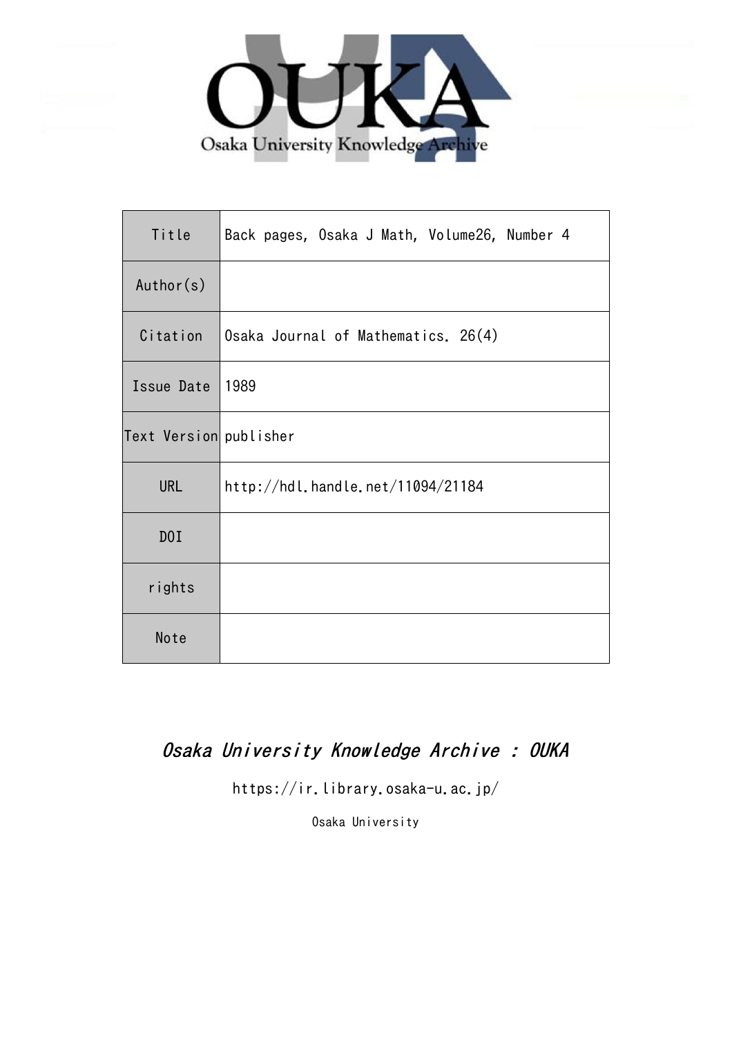Osaka University Knowledge Archive

| Title | Back pages, Osaka J Math, Volume26, Number 4 |
| --- | --- |
| Author(s) | |
| Citation | Osaka Journal of Mathematics. 26(4) |
| Issue Date | 1989 |
| Text Version | publisher |
| URL | http://hdl.handle.net/11094/21184 |
| DOI | |
| rights | |
| Note | |

*Osaka University Knowledge Archive : OUKA*

https://ir.library.osaka-u.ac.jp/

Osaka University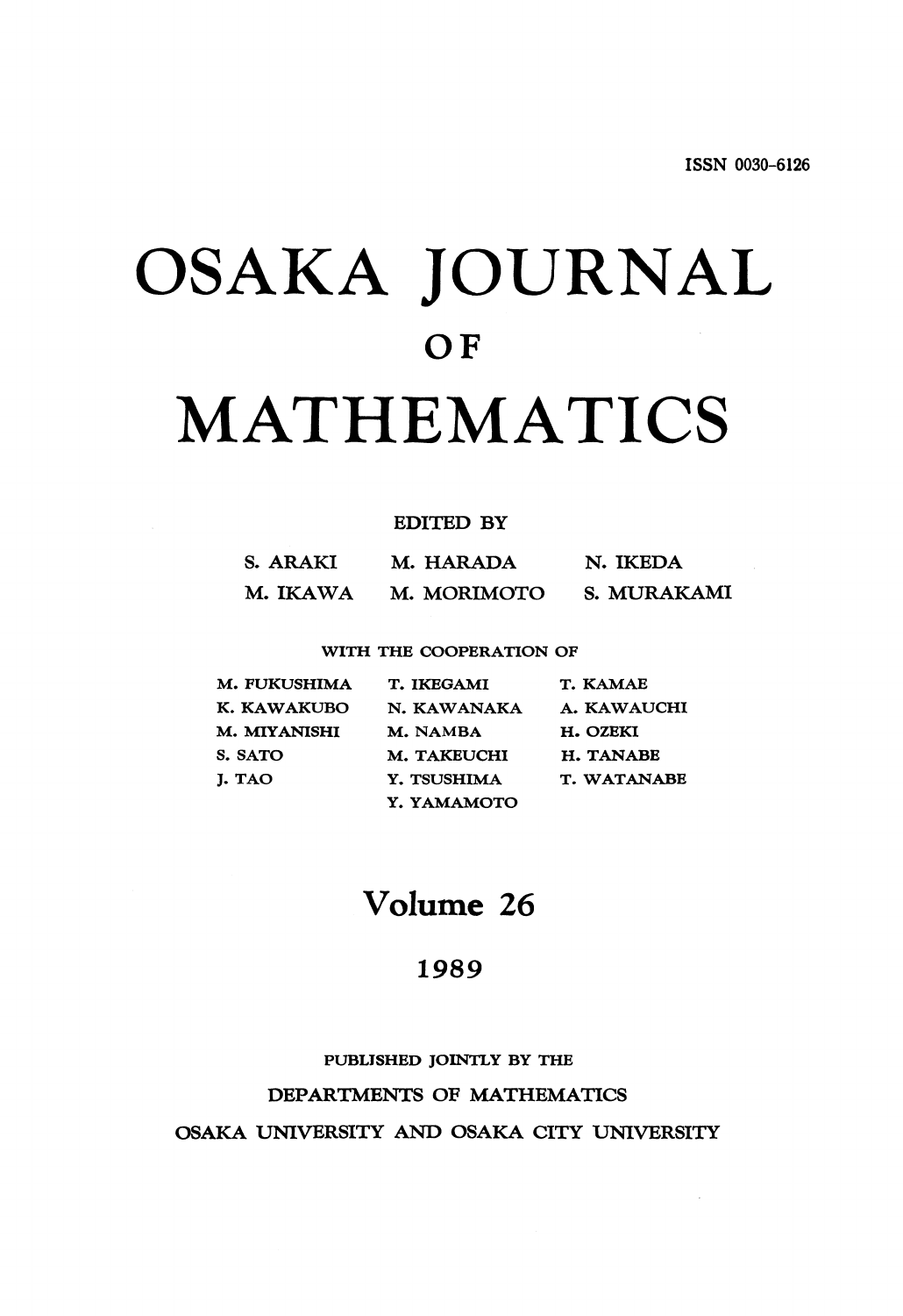ISSN 0030-6126

# OSAKA JOURNAL
## OF
# MATHEMATICS

EDITED BY

| | | |
|---|---|---|
| S. ARAKI | M. HARADA | N. IKEDA |
| M. IKAWA | M. MORIMOTO | S. MURAKAMI |

WITH THE COOPERATION OF

| | | |
|---|---|---|
| M. FUKUSHIMA | T. IKEGAMI | T. KAMAE |
| K. KAWAKUBO | N. KAWANAKA | A. KAWAUCHI |
| M. MIYANISHI | M. NAMBA | H. OZEKI |
| S. SATO | M. TAKEUCHI | H. TANABE |
| J. TAO | Y. TSUSHIMA | T. WATANABE |
| | Y. YAMAMOTO | |

## Volume 26

1989

PUBLISHED JOINTLY BY THE

DEPARTMENTS OF MATHEMATICS

OSAKA UNIVERSITY AND OSAKA CITY UNIVERSITY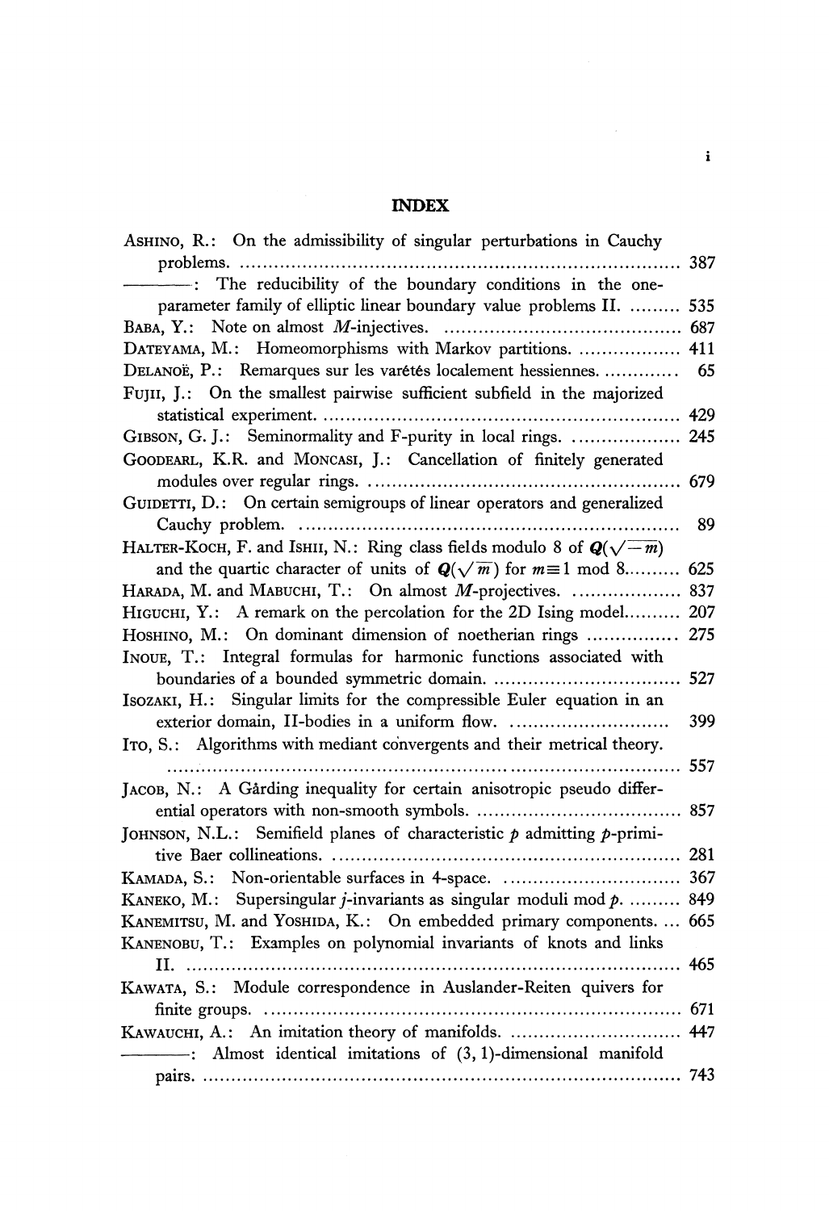# INDEX

ASHINO, R.: On the admissibility of singular perturbations in Cauchy problems. .......... 387

————: The reducibility of the boundary conditions in the one-parameter family of elliptic linear boundary value problems II. .......... 535

BABA, Y.: Note on almost $M$-injectives. .......... 687

DATEYAMA, M.: Homeomorphisms with Markov partitions. .......... 411

DELANOË, P.: Remarques sur les varétés localement hessiennes. .......... 65

FUJII, J.: On the smallest pairwise sufficient subfield in the majorized statistical experiment. .......... 429

GIBSON, G. J.: Seminormality and F-purity in local rings. .......... 245

GOODEARL, K.R. and MONCASI, J.: Cancellation of finitely generated modules over regular rings. .......... 679

GUIDETTI, D.: On certain semigroups of linear operators and generalized Cauchy problem. .......... 89

HALTER-KOCH, F. and ISHII, N.: Ring class fields modulo 8 of $\boldsymbol{Q}(\sqrt{-m})$ and the quartic character of units of $\boldsymbol{Q}(\sqrt{m})$ for $m\equiv 1 \bmod 8$.......... 625

HARADA, M. and MABUCHI, T.: On almost $M$-projectives. .......... 837

HIGUCHI, Y.: A remark on the percolation for the 2D Ising model.......... 207

HOSHINO, M.: On dominant dimension of noetherian rings .......... 275

INOUE, T.: Integral formulas for harmonic functions associated with boundaries of a bounded symmetric domain. .......... 527

ISOZAKI, H.: Singular limits for the compressible Euler equation in an exterior domain, II-bodies in a uniform flow. .......... 399

ITO, S.: Algorithms with mediant convergents and their metrical theory. .......... 557

JACOB, N.: A Gårding inequality for certain anisotropic pseudo differential operators with non-smooth symbols. .......... 857

JOHNSON, N.L.: Semifield planes of characteristic $p$ admitting $p$-primitive Baer collineations. .......... 281

KAMADA, S.: Non-orientable surfaces in 4-space. .......... 367

KANEKO, M.: Supersingular $j$-invariants as singular moduli mod $p$. .......... 849

KANEMITSU, M. and YOSHIDA, K.: On embedded primary components. .... 665

KANENOBU, T.: Examples on polynomial invariants of knots and links II. .......... 465

KAWATA, S.: Module correspondence in Auslander-Reiten quivers for finite groups. .......... 671

KAWAUCHI, A.: An imitation theory of manifolds. .......... 447

————: Almost identical imitations of $(3,1)$-dimensional manifold pairs. .......... 743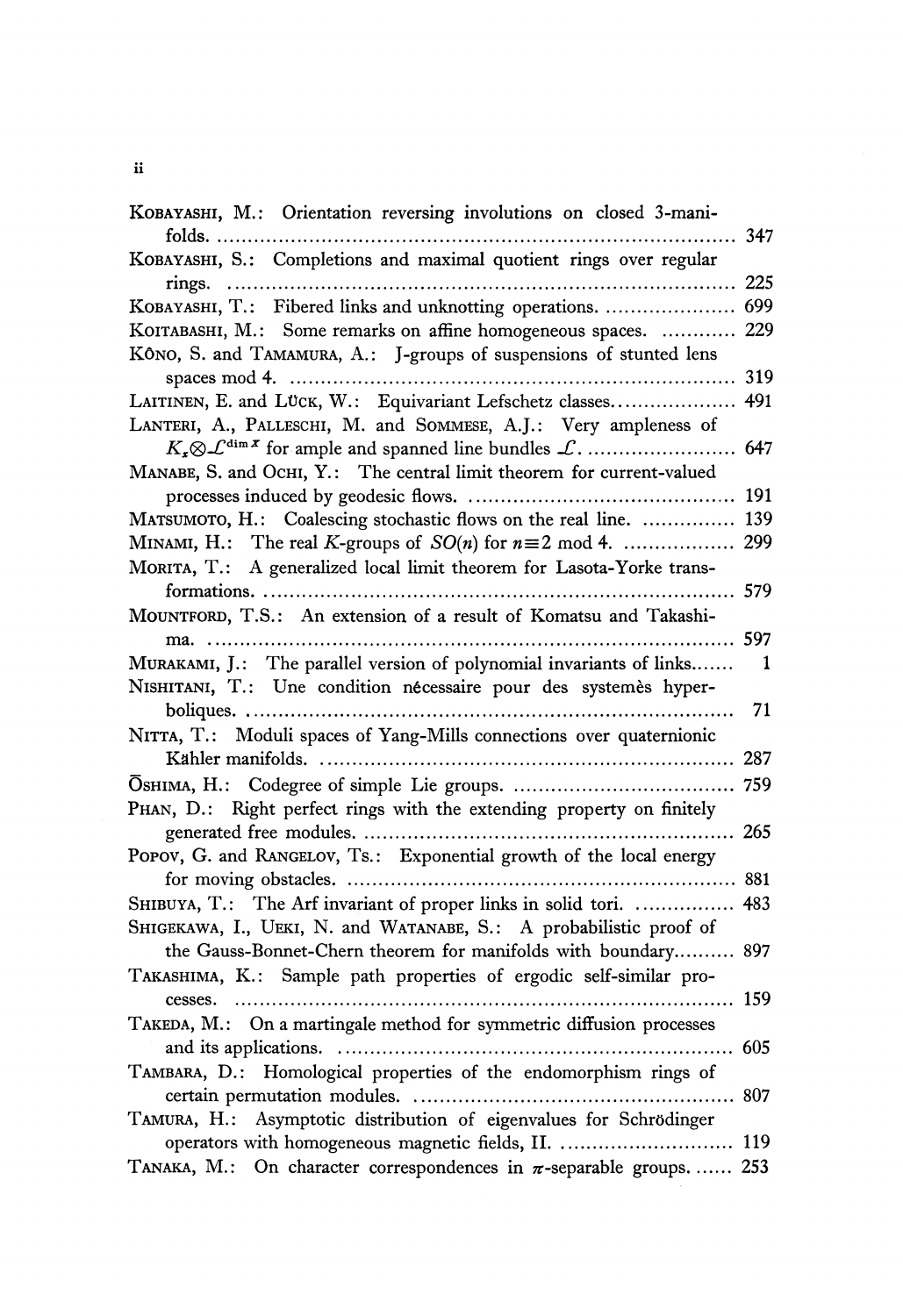Kobayashi, M.: Orientation reversing involutions on closed 3-manifolds. .................... 347

Kobayashi, S.: Completions and maximal quotient rings over regular rings. .................... 225

Kobayashi, T.: Fibered links and unknotting operations. .................... 699

Koitabashi, M.: Some remarks on affine homogeneous spaces. .................... 229

Kôno, S. and Tamamura, A.: J-groups of suspensions of stunted lens spaces mod 4. .................... 319

Laitinen, E. and Lück, W.: Equivariant Lefschetz classes. .................... 491

Lanteri, A., Palleschi, M. and Sommese, A.J.: Very ampleness of $K_x \otimes \mathcal{L}^{\dim x}$ for ample and spanned line bundles $\mathcal{L}$. .................... 647

Manabe, S. and Ochi, Y.: The central limit theorem for current-valued processes induced by geodesic flows. .................... 191

Matsumoto, H.: Coalescing stochastic flows on the real line. .................... 139

Minami, H.: The real $K$-groups of $SO(n)$ for $n \equiv 2 \bmod 4$. .................... 299

Morita, T.: A generalized local limit theorem for Lasota-Yorke transformations. .................... 579

Mountford, T.S.: An extension of a result of Komatsu and Takashima. .................... 597

Murakami, J.: The parallel version of polynomial invariants of links. .................... 1

Nishitani, T.: Une condition nécessaire pour des systemès hyperboliques. .................... 71

Nitta, T.: Moduli spaces of Yang-Mills connections over quaternionic Kähler manifolds. .................... 287

Ōshima, H.: Codegree of simple Lie groups. .................... 759

Phan, D.: Right perfect rings with the extending property on finitely generated free modules. .................... 265

Popov, G. and Rangelov, Ts.: Exponential growth of the local energy for moving obstacles. .................... 881

Shibuya, T.: The Arf invariant of proper links in solid tori. .................... 483

Shigekawa, I., Ueki, N. and Watanabe, S.: A probabilistic proof of the Gauss-Bonnet-Chern theorem for manifolds with boundary. .................... 897

Takashima, K.: Sample path properties of ergodic self-similar processes. .................... 159

Takeda, M.: On a martingale method for symmetric diffusion processes and its applications. .................... 605

Tambara, D.: Homological properties of the endomorphism rings of certain permutation modules. .................... 807

Tamura, H.: Asymptotic distribution of eigenvalues for Schrödinger operators with homogeneous magnetic fields, II. .................... 119

Tanaka, M.: On character correspondences in $\pi$-separable groups. .................... 253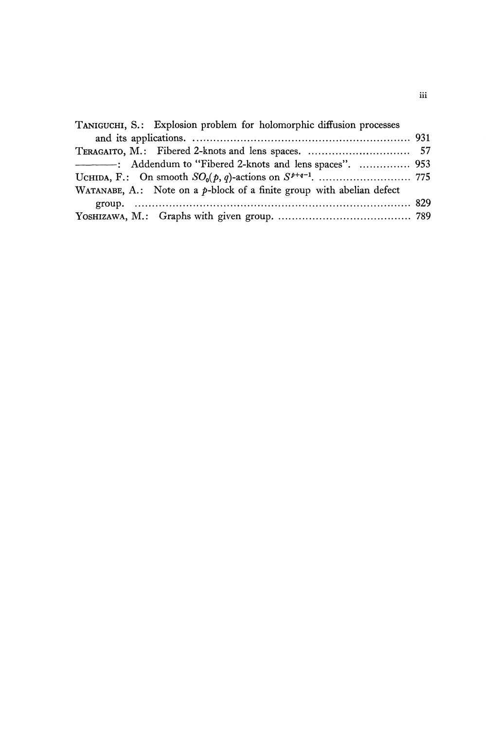TANIGUCHI, S.: Explosion problem for holomorphic diffusion processes and its applications. .................................................................. 931

TERAGAITO, M.: Fibered 2-knots and lens spaces. .............................. 57

————: Addendum to "Fibered 2-knots and lens spaces". .............. 953

UCHIDA, F.: On smooth $SO_0(p, q)$-actions on $S^{p+q-1}$. ........................... 775

WATANABE, A.: Note on a $p$-block of a finite group with abelian defect group. .................................................................................. 829

YOSHIZAWA, M.: Graphs with given group. ....................................... 789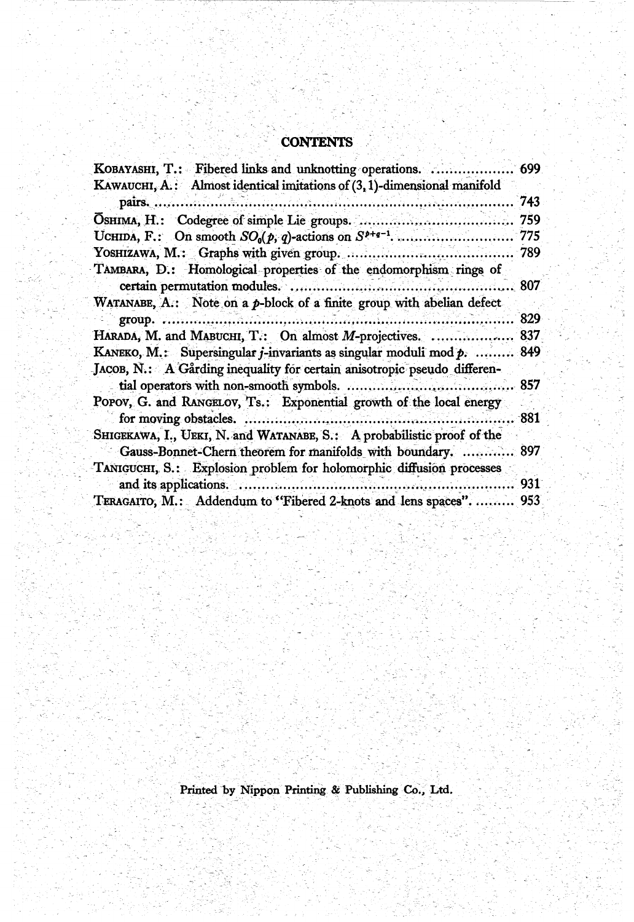## CONTENTS

KOBAYASHI, T.: Fibered links and unknotting operations. .................. 699

KAWAUCHI, A.: Almost identical imitations of (3, 1)-dimensional manifold pairs. .................................................................................. 743

ŌSHIMA, H.: Codegree of simple Lie groups. ...................................... 759

UCHIDA, F.: On smooth $SO_0(p, q)$-actions on $S^{p+q-1}$. ........................... 775

YOSHIZAWA, M.: Graphs with given group. ........................................ 789

TAMBARA, D.: Homological properties of the endomorphism rings of certain permutation modules. ...................................................... 807

WATANABE, A.: Note on a $p$-block of a finite group with abelian defect group. .................................................................................... 829

HARADA, M. and MABUCHI, T.: On almost $M$-projectives. .................... 837

KANEKO, M.: Supersingular $j$-invariants as singular moduli mod $p$. ......... 849

JACOB, N.: A Gårding inequality for certain anisotropic pseudo differential operators with non-smooth symbols. ......................................... 857

POPOV, G. and RANGELOV, Ts.: Exponential growth of the local energy for moving obstacles. .................................................................. 881

SHIGEKAWA, I., UEKI, N. and WATANABE, S.: A probabilistic proof of the Gauss-Bonnet-Chern theorem for manifolds with boundary. ........... 897

TANIGUCHI, S.: Explosion problem for holomorphic diffusion processes and its applications. ................................................................ 931

TERAGAITO, M.: Addendum to "Fibered 2-knots and lens spaces". ......... 953

Printed by Nippon Printing & Publishing Co., Ltd.